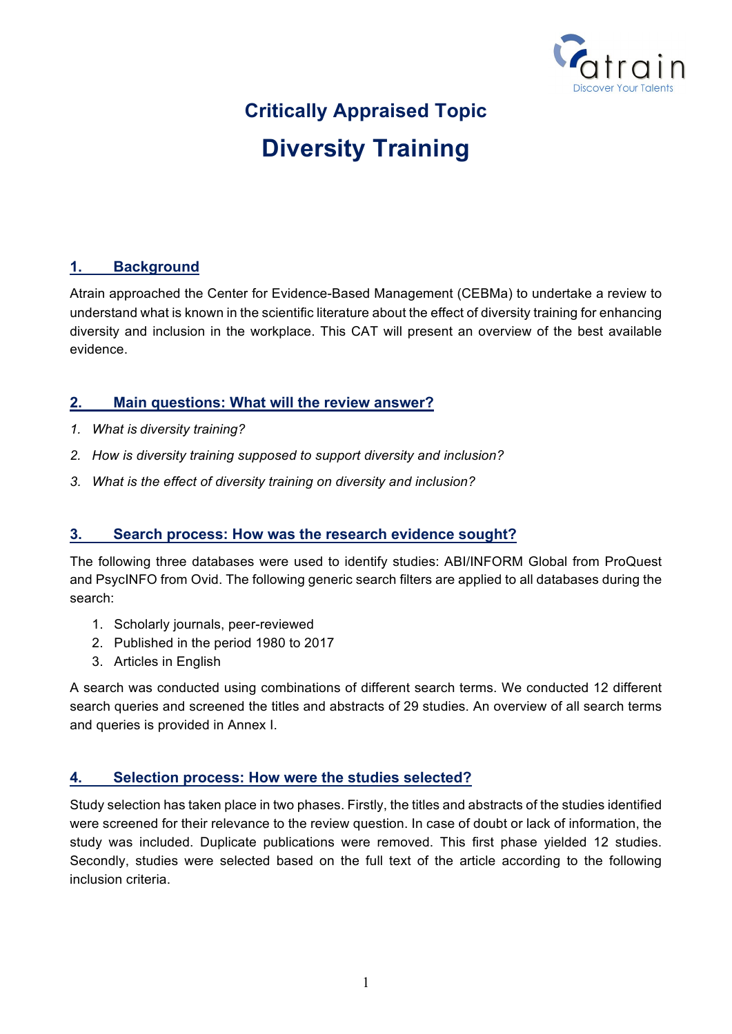# Critically Appraised Topic

# Diversity Training

## 1. Background

Atrain approached the Center for Evidence-Based Management (CEBMa) to undertake a review to understand what is known in the scientific literature about the effect of diversity training for enhancing diversity and inclusion in the workplace. This CAT will present an overview of the best available evidence.

## 2. Main questions: What will the review answer?

1. *What is diversity training?*
2. *How is diversity training supposed to support diversity and inclusion?*
3. *What is the effect of diversity training on diversity and inclusion?*

## 3. Search process: How was the research evidence sought?

The following three databases were used to identify studies: ABI/INFORM Global from ProQuest and PsycINFO from Ovid. The following generic search filters are applied to all databases during the search:

1. Scholarly journals, peer-reviewed
2. Published in the period 1980 to 2017
3. Articles in English

A search was conducted using combinations of different search terms. We conducted 12 different search queries and screened the titles and abstracts of 29 studies. An overview of all search terms and queries is provided in Annex I.

## 4. Selection process: How were the studies selected?

Study selection has taken place in two phases. Firstly, the titles and abstracts of the studies identified were screened for their relevance to the review question. In case of doubt or lack of information, the study was included. Duplicate publications were removed. This first phase yielded 12 studies. Secondly, studies were selected based on the full text of the article according to the following inclusion criteria.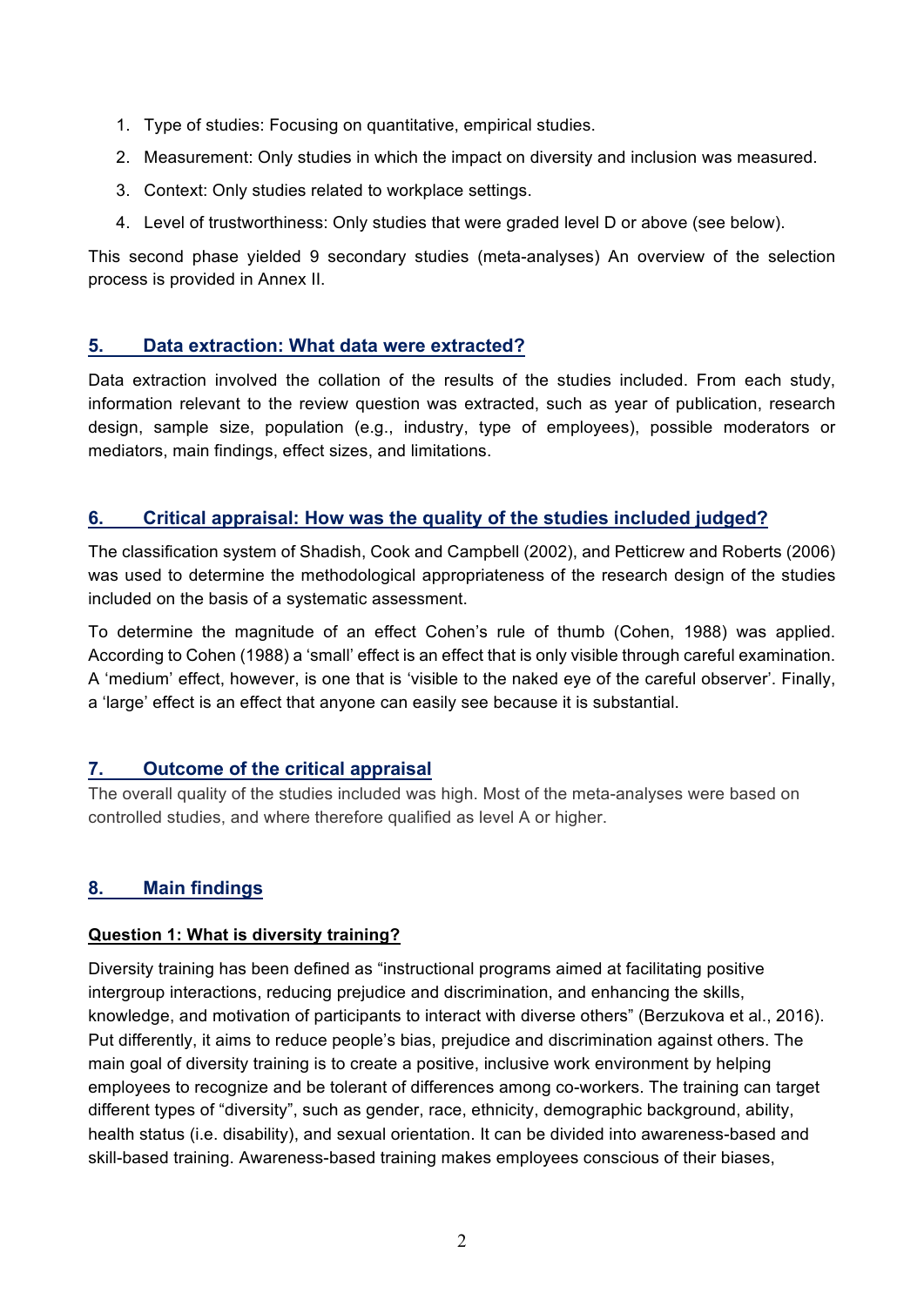1. Type of studies: Focusing on quantitative, empirical studies.
2. Measurement: Only studies in which the impact on diversity and inclusion was measured.
3. Context: Only studies related to workplace settings.
4. Level of trustworthiness: Only studies that were graded level D or above (see below).

This second phase yielded 9 secondary studies (meta-analyses) An overview of the selection process is provided in Annex II.

## 5. Data extraction: What data were extracted?

Data extraction involved the collation of the results of the studies included. From each study, information relevant to the review question was extracted, such as year of publication, research design, sample size, population (e.g., industry, type of employees), possible moderators or mediators, main findings, effect sizes, and limitations.

## 6. Critical appraisal: How was the quality of the studies included judged?

The classification system of Shadish, Cook and Campbell (2002), and Petticrew and Roberts (2006) was used to determine the methodological appropriateness of the research design of the studies included on the basis of a systematic assessment.

To determine the magnitude of an effect Cohen's rule of thumb (Cohen, 1988) was applied. According to Cohen (1988) a 'small' effect is an effect that is only visible through careful examination. A 'medium' effect, however, is one that is 'visible to the naked eye of the careful observer'. Finally, a 'large' effect is an effect that anyone can easily see because it is substantial.

## 7. Outcome of the critical appraisal

The overall quality of the studies included was high. Most of the meta-analyses were based on controlled studies, and where therefore qualified as level A or higher.

## 8. Main findings

### Question 1: What is diversity training?

Diversity training has been defined as "instructional programs aimed at facilitating positive intergroup interactions, reducing prejudice and discrimination, and enhancing the skills, knowledge, and motivation of participants to interact with diverse others" (Berzukova et al., 2016). Put differently, it aims to reduce people's bias, prejudice and discrimination against others. The main goal of diversity training is to create a positive, inclusive work environment by helping employees to recognize and be tolerant of differences among co-workers. The training can target different types of "diversity", such as gender, race, ethnicity, demographic background, ability, health status (i.e. disability), and sexual orientation. It can be divided into awareness-based and skill-based training. Awareness-based training makes employees conscious of their biases,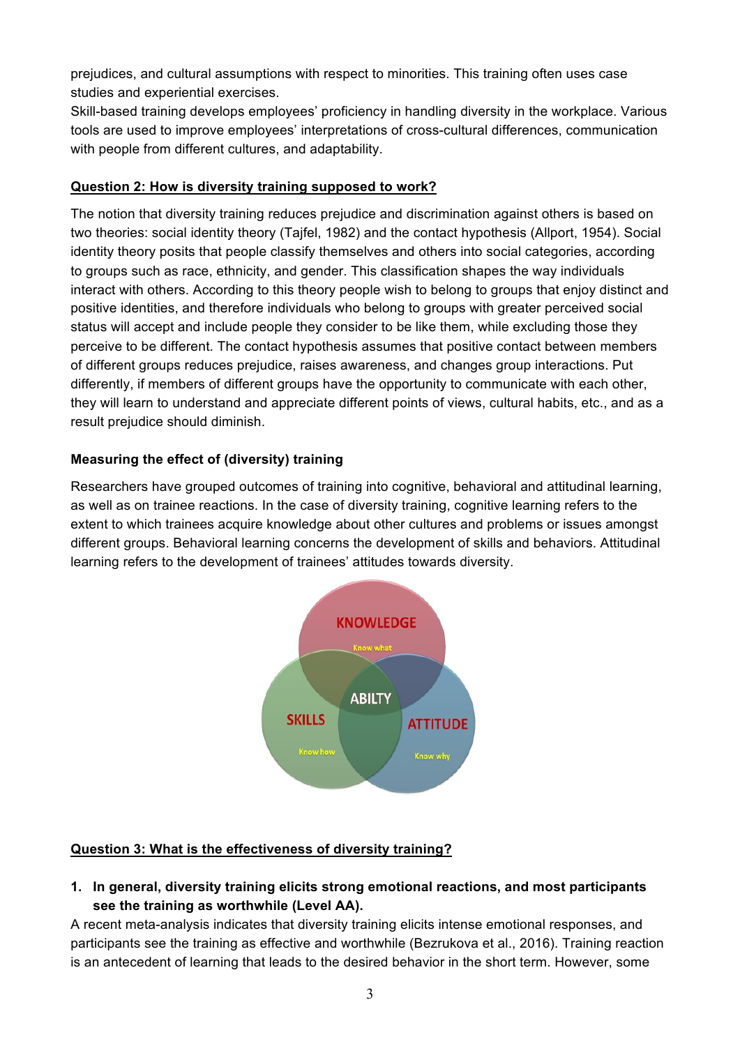prejudices, and cultural assumptions with respect to minorities. This training often uses case studies and experiential exercises.

Skill-based training develops employees' proficiency in handling diversity in the workplace. Various tools are used to improve employees' interpretations of cross-cultural differences, communication with people from different cultures, and adaptability.

## Question 2: How is diversity training supposed to work?

The notion that diversity training reduces prejudice and discrimination against others is based on two theories: social identity theory (Tajfel, 1982) and the contact hypothesis (Allport, 1954). Social identity theory posits that people classify themselves and others into social categories, according to groups such as race, ethnicity, and gender. This classification shapes the way individuals interact with others. According to this theory people wish to belong to groups that enjoy distinct and positive identities, and therefore individuals who belong to groups with greater perceived social status will accept and include people they consider to be like them, while excluding those they perceive to be different. The contact hypothesis assumes that positive contact between members of different groups reduces prejudice, raises awareness, and changes group interactions. Put differently, if members of different groups have the opportunity to communicate with each other, they will learn to understand and appreciate different points of views, cultural habits, etc., and as a result prejudice should diminish.

### Measuring the effect of (diversity) training

Researchers have grouped outcomes of training into cognitive, behavioral and attitudinal learning, as well as on trainee reactions. In the case of diversity training, cognitive learning refers to the extent to which trainees acquire knowledge about other cultures and problems or issues amongst different groups. Behavioral learning concerns the development of skills and behaviors. Attitudinal learning refers to the development of trainees' attitudes towards diversity.

KNOWLEDGE
Know what

SKILLS
Know how

ATTITUDE
Know why

ABILTY

## Question 3: What is the effectiveness of diversity training?

1. **In general, diversity training elicits strong emotional reactions, and most participants see the training as worthwhile (Level AA).**

A recent meta-analysis indicates that diversity training elicits intense emotional responses, and participants see the training as effective and worthwhile (Bezrukova et al., 2016). Training reaction is an antecedent of learning that leads to the desired behavior in the short term. However, some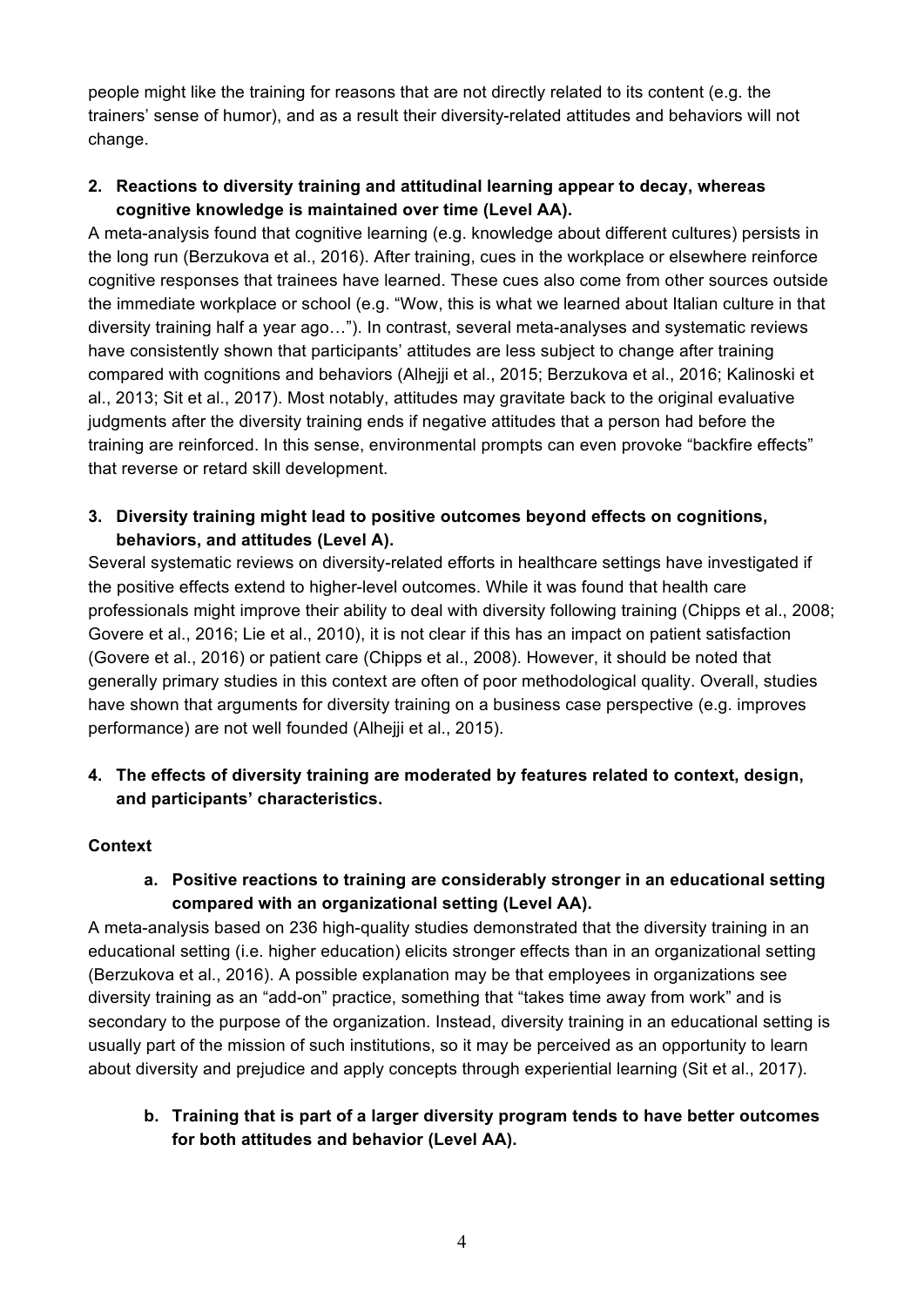people might like the training for reasons that are not directly related to its content (e.g. the trainers' sense of humor), and as a result their diversity-related attitudes and behaviors will not change.

2. **Reactions to diversity training and attitudinal learning appear to decay, whereas cognitive knowledge is maintained over time (Level AA).**

A meta-analysis found that cognitive learning (e.g. knowledge about different cultures) persists in the long run (Berzukova et al., 2016). After training, cues in the workplace or elsewhere reinforce cognitive responses that trainees have learned. These cues also come from other sources outside the immediate workplace or school (e.g. "Wow, this is what we learned about Italian culture in that diversity training half a year ago…"). In contrast, several meta-analyses and systematic reviews have consistently shown that participants' attitudes are less subject to change after training compared with cognitions and behaviors (Alhejji et al., 2015; Berzukova et al., 2016; Kalinoski et al., 2013; Sit et al., 2017). Most notably, attitudes may gravitate back to the original evaluative judgments after the diversity training ends if negative attitudes that a person had before the training are reinforced. In this sense, environmental prompts can even provoke "backfire effects" that reverse or retard skill development.

3. **Diversity training might lead to positive outcomes beyond effects on cognitions, behaviors, and attitudes (Level A).**

Several systematic reviews on diversity-related efforts in healthcare settings have investigated if the positive effects extend to higher-level outcomes. While it was found that health care professionals might improve their ability to deal with diversity following training (Chipps et al., 2008; Govere et al., 2016; Lie et al., 2010), it is not clear if this has an impact on patient satisfaction (Govere et al., 2016) or patient care (Chipps et al., 2008). However, it should be noted that generally primary studies in this context are often of poor methodological quality. Overall, studies have shown that arguments for diversity training on a business case perspective (e.g. improves performance) are not well founded (Alhejji et al., 2015).

4. **The effects of diversity training are moderated by features related to context, design, and participants' characteristics.**

**Context**

a. **Positive reactions to training are considerably stronger in an educational setting compared with an organizational setting (Level AA).**

A meta-analysis based on 236 high-quality studies demonstrated that the diversity training in an educational setting (i.e. higher education) elicits stronger effects than in an organizational setting (Berzukova et al., 2016). A possible explanation may be that employees in organizations see diversity training as an "add-on" practice, something that "takes time away from work" and is secondary to the purpose of the organization. Instead, diversity training in an educational setting is usually part of the mission of such institutions, so it may be perceived as an opportunity to learn about diversity and prejudice and apply concepts through experiential learning (Sit et al., 2017).

b. **Training that is part of a larger diversity program tends to have better outcomes for both attitudes and behavior (Level AA).**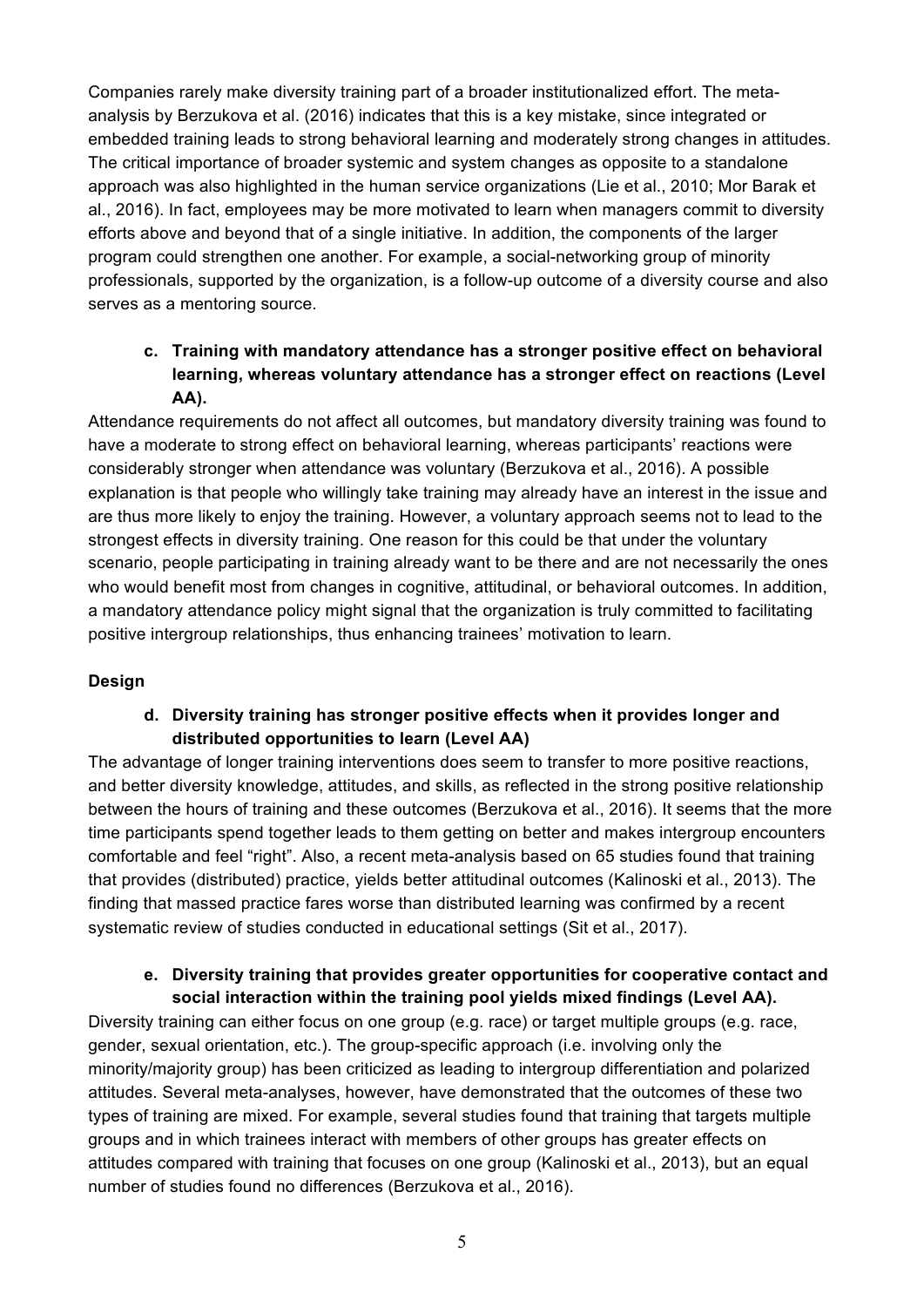Companies rarely make diversity training part of a broader institutionalized effort. The meta-analysis by Berzukova et al. (2016) indicates that this is a key mistake, since integrated or embedded training leads to strong behavioral learning and moderately strong changes in attitudes. The critical importance of broader systemic and system changes as opposite to a standalone approach was also highlighted in the human service organizations (Lie et al., 2010; Mor Barak et al., 2016). In fact, employees may be more motivated to learn when managers commit to diversity efforts above and beyond that of a single initiative. In addition, the components of the larger program could strengthen one another. For example, a social-networking group of minority professionals, supported by the organization, is a follow-up outcome of a diversity course and also serves as a mentoring source.

**c. Training with mandatory attendance has a stronger positive effect on behavioral learning, whereas voluntary attendance has a stronger effect on reactions (Level AA).**

Attendance requirements do not affect all outcomes, but mandatory diversity training was found to have a moderate to strong effect on behavioral learning, whereas participants' reactions were considerably stronger when attendance was voluntary (Berzukova et al., 2016). A possible explanation is that people who willingly take training may already have an interest in the issue and are thus more likely to enjoy the training. However, a voluntary approach seems not to lead to the strongest effects in diversity training. One reason for this could be that under the voluntary scenario, people participating in training already want to be there and are not necessarily the ones who would benefit most from changes in cognitive, attitudinal, or behavioral outcomes. In addition, a mandatory attendance policy might signal that the organization is truly committed to facilitating positive intergroup relationships, thus enhancing trainees' motivation to learn.

**Design**

**d. Diversity training has stronger positive effects when it provides longer and distributed opportunities to learn (Level AA)**

The advantage of longer training interventions does seem to transfer to more positive reactions, and better diversity knowledge, attitudes, and skills, as reflected in the strong positive relationship between the hours of training and these outcomes (Berzukova et al., 2016). It seems that the more time participants spend together leads to them getting on better and makes intergroup encounters comfortable and feel "right". Also, a recent meta-analysis based on 65 studies found that training that provides (distributed) practice, yields better attitudinal outcomes (Kalinoski et al., 2013). The finding that massed practice fares worse than distributed learning was confirmed by a recent systematic review of studies conducted in educational settings (Sit et al., 2017).

**e. Diversity training that provides greater opportunities for cooperative contact and social interaction within the training pool yields mixed findings (Level AA).**

Diversity training can either focus on one group (e.g. race) or target multiple groups (e.g. race, gender, sexual orientation, etc.). The group-specific approach (i.e. involving only the minority/majority group) has been criticized as leading to intergroup differentiation and polarized attitudes. Several meta-analyses, however, have demonstrated that the outcomes of these two types of training are mixed. For example, several studies found that training that targets multiple groups and in which trainees interact with members of other groups has greater effects on attitudes compared with training that focuses on one group (Kalinoski et al., 2013), but an equal number of studies found no differences (Berzukova et al., 2016).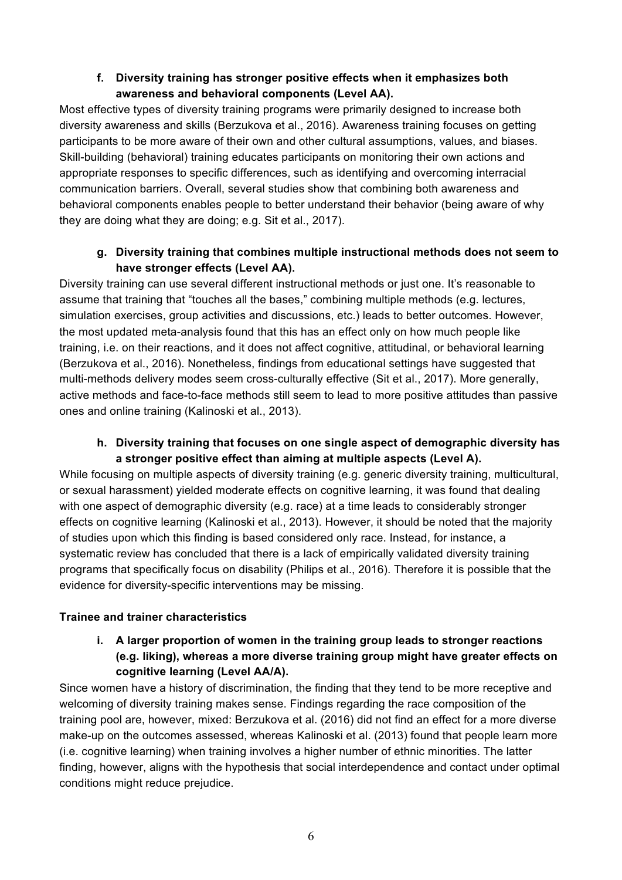**f. Diversity training has stronger positive effects when it emphasizes both awareness and behavioral components (Level AA).**

Most effective types of diversity training programs were primarily designed to increase both diversity awareness and skills (Berzukova et al., 2016). Awareness training focuses on getting participants to be more aware of their own and other cultural assumptions, values, and biases. Skill-building (behavioral) training educates participants on monitoring their own actions and appropriate responses to specific differences, such as identifying and overcoming interracial communication barriers. Overall, several studies show that combining both awareness and behavioral components enables people to better understand their behavior (being aware of why they are doing what they are doing; e.g. Sit et al., 2017).

**g. Diversity training that combines multiple instructional methods does not seem to have stronger effects (Level AA).**

Diversity training can use several different instructional methods or just one. It's reasonable to assume that training that "touches all the bases," combining multiple methods (e.g. lectures, simulation exercises, group activities and discussions, etc.) leads to better outcomes. However, the most updated meta-analysis found that this has an effect only on how much people like training, i.e. on their reactions, and it does not affect cognitive, attitudinal, or behavioral learning (Berzukova et al., 2016). Nonetheless, findings from educational settings have suggested that multi-methods delivery modes seem cross-culturally effective (Sit et al., 2017). More generally, active methods and face-to-face methods still seem to lead to more positive attitudes than passive ones and online training (Kalinoski et al., 2013).

**h. Diversity training that focuses on one single aspect of demographic diversity has a stronger positive effect than aiming at multiple aspects (Level A).**

While focusing on multiple aspects of diversity training (e.g. generic diversity training, multicultural, or sexual harassment) yielded moderate effects on cognitive learning, it was found that dealing with one aspect of demographic diversity (e.g. race) at a time leads to considerably stronger effects on cognitive learning (Kalinoski et al., 2013). However, it should be noted that the majority of studies upon which this finding is based considered only race. Instead, for instance, a systematic review has concluded that there is a lack of empirically validated diversity training programs that specifically focus on disability (Philips et al., 2016). Therefore it is possible that the evidence for diversity-specific interventions may be missing.

**Trainee and trainer characteristics**

**i. A larger proportion of women in the training group leads to stronger reactions (e.g. liking), whereas a more diverse training group might have greater effects on cognitive learning (Level AA/A).**

Since women have a history of discrimination, the finding that they tend to be more receptive and welcoming of diversity training makes sense. Findings regarding the race composition of the training pool are, however, mixed: Berzukova et al. (2016) did not find an effect for a more diverse make-up on the outcomes assessed, whereas Kalinoski et al. (2013) found that people learn more (i.e. cognitive learning) when training involves a higher number of ethnic minorities. The latter finding, however, aligns with the hypothesis that social interdependence and contact under optimal conditions might reduce prejudice.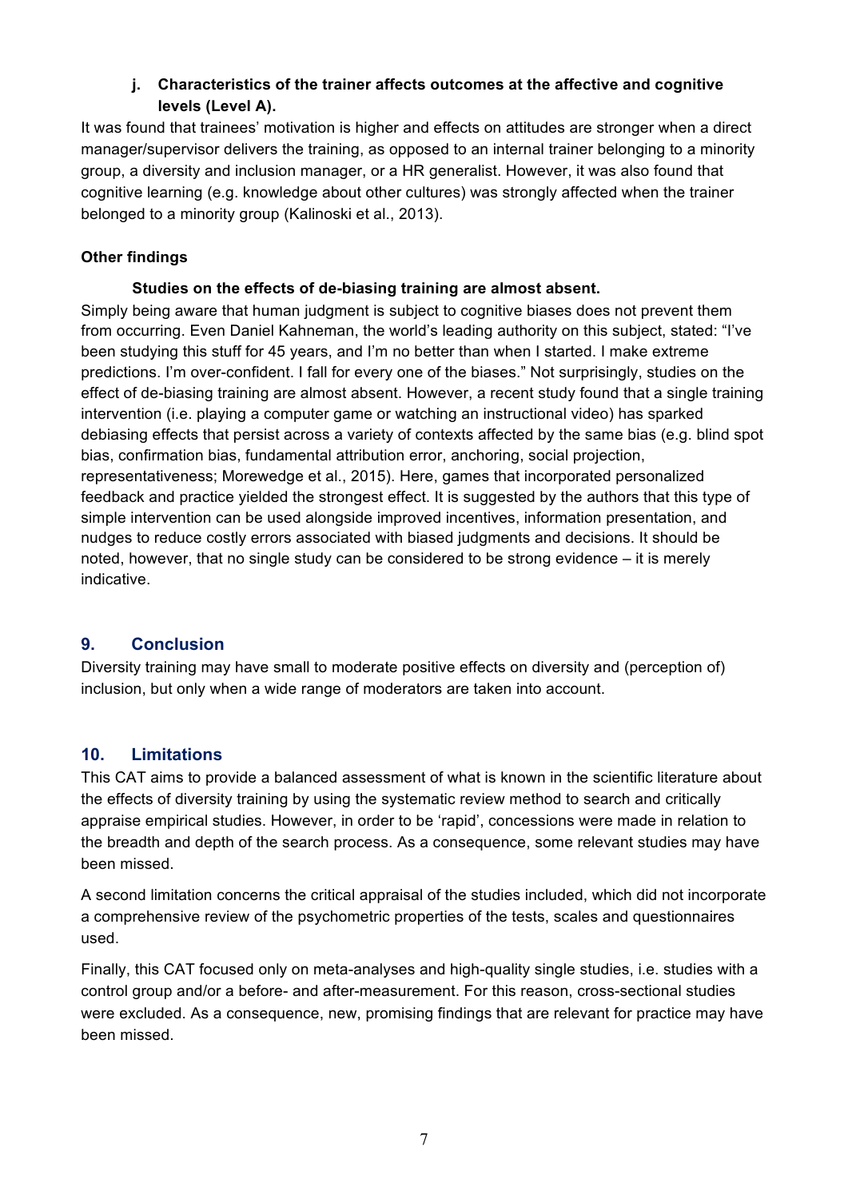#### j. Characteristics of the trainer affects outcomes at the affective and cognitive levels (Level A).

It was found that trainees' motivation is higher and effects on attitudes are stronger when a direct manager/supervisor delivers the training, as opposed to an internal trainer belonging to a minority group, a diversity and inclusion manager, or a HR generalist. However, it was also found that cognitive learning (e.g. knowledge about other cultures) was strongly affected when the trainer belonged to a minority group (Kalinoski et al., 2013).

### Other findings

#### Studies on the effects of de-biasing training are almost absent.

Simply being aware that human judgment is subject to cognitive biases does not prevent them from occurring. Even Daniel Kahneman, the world's leading authority on this subject, stated: "I've been studying this stuff for 45 years, and I'm no better than when I started. I make extreme predictions. I'm over-confident. I fall for every one of the biases." Not surprisingly, studies on the effect of de-biasing training are almost absent. However, a recent study found that a single training intervention (i.e. playing a computer game or watching an instructional video) has sparked debiasing effects that persist across a variety of contexts affected by the same bias (e.g. blind spot bias, confirmation bias, fundamental attribution error, anchoring, social projection, representativeness; Morewedge et al., 2015). Here, games that incorporated personalized feedback and practice yielded the strongest effect. It is suggested by the authors that this type of simple intervention can be used alongside improved incentives, information presentation, and nudges to reduce costly errors associated with biased judgments and decisions. It should be noted, however, that no single study can be considered to be strong evidence – it is merely indicative.

## 9. Conclusion

Diversity training may have small to moderate positive effects on diversity and (perception of) inclusion, but only when a wide range of moderators are taken into account.

## 10. Limitations

This CAT aims to provide a balanced assessment of what is known in the scientific literature about the effects of diversity training by using the systematic review method to search and critically appraise empirical studies. However, in order to be 'rapid', concessions were made in relation to the breadth and depth of the search process. As a consequence, some relevant studies may have been missed.

A second limitation concerns the critical appraisal of the studies included, which did not incorporate a comprehensive review of the psychometric properties of the tests, scales and questionnaires used.

Finally, this CAT focused only on meta-analyses and high-quality single studies, i.e. studies with a control group and/or a before- and after-measurement. For this reason, cross-sectional studies were excluded. As a consequence, new, promising findings that are relevant for practice may have been missed.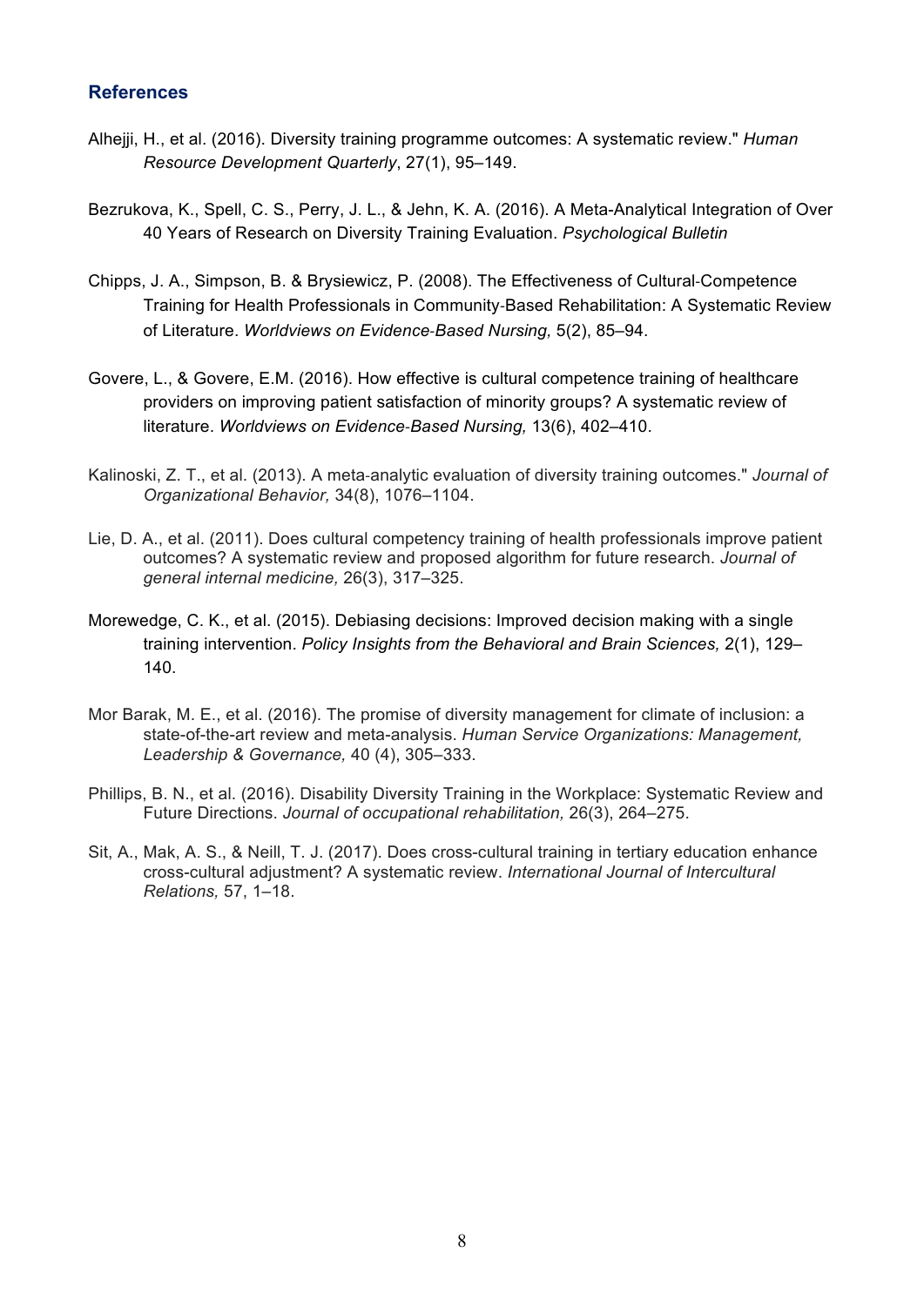## References

Alhejji, H., et al. (2016). Diversity training programme outcomes: A systematic review." *Human Resource Development Quarterly*, 27(1), 95–149.

Bezrukova, K., Spell, C. S., Perry, J. L., & Jehn, K. A. (2016). A Meta-Analytical Integration of Over 40 Years of Research on Diversity Training Evaluation. *Psychological Bulletin*

Chipps, J. A., Simpson, B. & Brysiewicz, P. (2008). The Effectiveness of Cultural‐Competence Training for Health Professionals in Community‐Based Rehabilitation: A Systematic Review of Literature. *Worldviews on Evidence‐Based Nursing,* 5(2), 85–94.

Govere, L., & Govere, E.M. (2016). How effective is cultural competence training of healthcare providers on improving patient satisfaction of minority groups? A systematic review of literature. *Worldviews on Evidence‐Based Nursing,* 13(6), 402–410.

Kalinoski, Z. T., et al. (2013). A meta‐analytic evaluation of diversity training outcomes." *Journal of Organizational Behavior,* 34(8), 1076–1104.

Lie, D. A., et al. (2011). Does cultural competency training of health professionals improve patient outcomes? A systematic review and proposed algorithm for future research. *Journal of general internal medicine,* 26(3), 317–325.

Morewedge, C. K., et al. (2015). Debiasing decisions: Improved decision making with a single training intervention. *Policy Insights from the Behavioral and Brain Sciences,* 2(1), 129–140.

Mor Barak, M. E., et al. (2016). The promise of diversity management for climate of inclusion: a state-of-the-art review and meta-analysis. *Human Service Organizations: Management, Leadership & Governance,* 40 (4), 305–333.

Phillips, B. N., et al. (2016). Disability Diversity Training in the Workplace: Systematic Review and Future Directions. *Journal of occupational rehabilitation,* 26(3), 264–275.

Sit, A., Mak, A. S., & Neill, T. J. (2017). Does cross-cultural training in tertiary education enhance cross-cultural adjustment? A systematic review. *International Journal of Intercultural Relations,* 57, 1–18.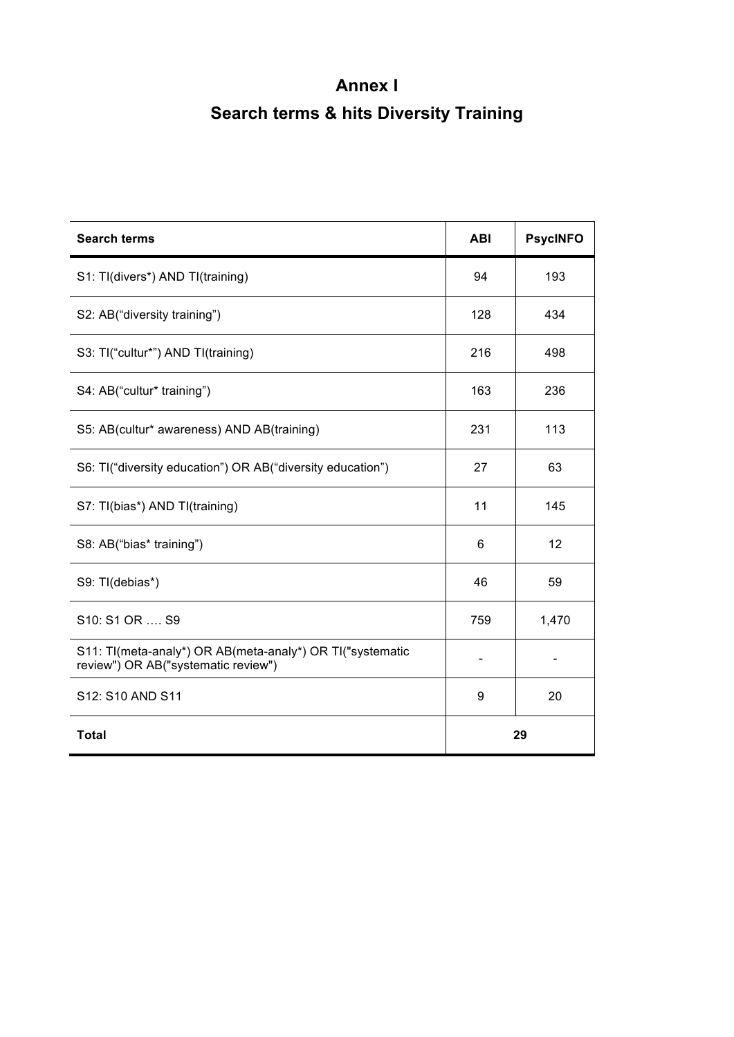# Annex I

## Search terms & hits Diversity Training

| Search terms | ABI | PsycINFO |
|---|---|---|
| S1: TI(divers*) AND TI(training) | 94 | 193 |
| S2: AB(“diversity training”) | 128 | 434 |
| S3: TI(“cultur*”) AND TI(training) | 216 | 498 |
| S4: AB(“cultur* training”) | 163 | 236 |
| S5: AB(cultur* awareness) AND AB(training) | 231 | 113 |
| S6: TI(“diversity education”) OR AB(“diversity education”) | 27 | 63 |
| S7: TI(bias*) AND TI(training) | 11 | 145 |
| S8: AB(“bias* training”) | 6 | 12 |
| S9: TI(debias*) | 46 | 59 |
| S10: S1 OR …. S9 | 759 | 1,470 |
| S11: TI(meta-analy*) OR AB(meta-analy*) OR TI("systematic review") OR AB("systematic review") | - | - |
| S12: S10 AND S11 | 9 | 20 |
| **Total** | 29 | |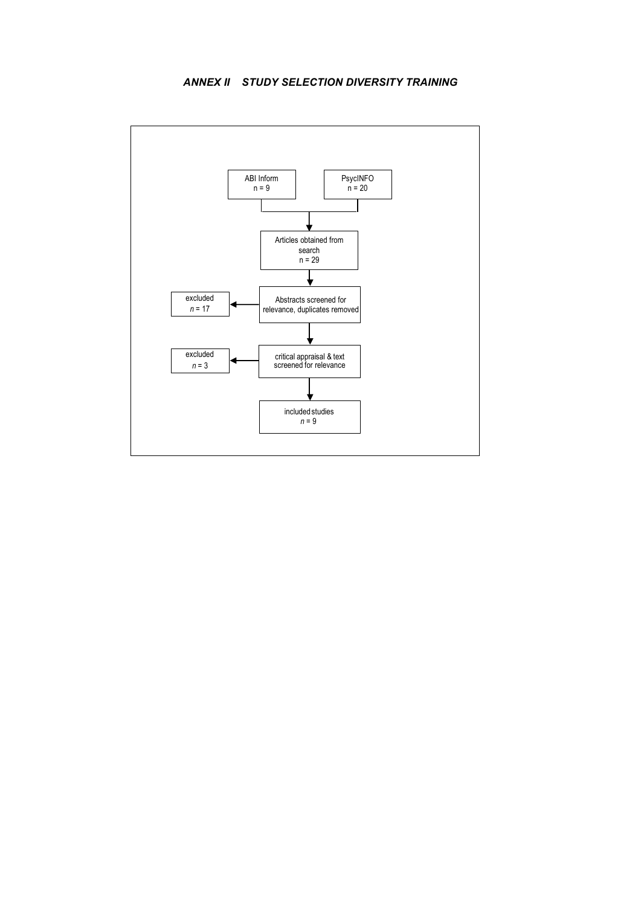## *ANNEX II STUDY SELECTION DIVERSITY TRAINING*

ABI Inform
n = 9

PsycINFO
n = 20

Articles obtained from search
n = 29

Abstracts screened for relevance, duplicates removed

excluded
*n* = 17

critical appraisal & text screened for relevance

excluded
*n* = 3

included studies
*n* = 9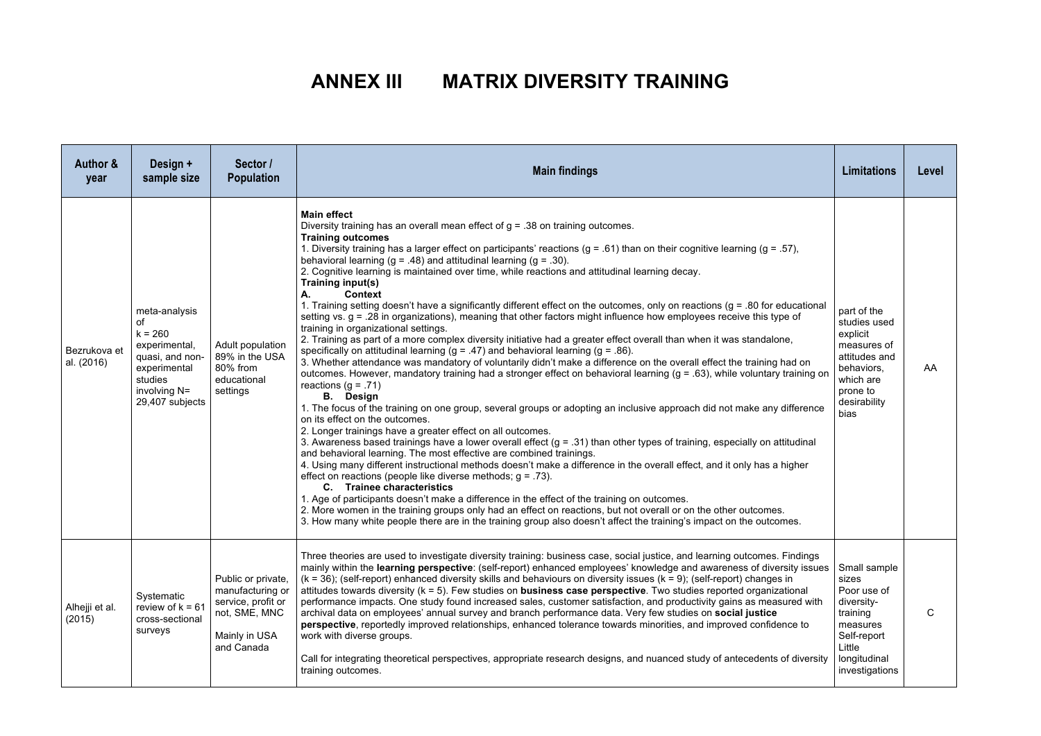# ANNEX III MATRIX DIVERSITY TRAINING

| Author & year | Design + sample size | Sector / Population | Main findings | Limitations | Level |
|---|---|---|---|---|---|
| Bezrukova et al. (2016) | meta-analysis of $k = 260$ experimental, quasi, and non-experimental studies involving N= 29,407 subjects | Adult population 89% in the USA 80% from educational settings | **Main effect**<br>Diversity training has an overall mean effect of $g = .38$ on training outcomes.<br>**Training outcomes**<br>1. Diversity training has a larger effect on participants' reactions ($g = .61$) than on their cognitive learning ($g = .57$), behavioral learning ($g = .48$) and attitudinal learning ($g = .30$).<br>2. Cognitive learning is maintained over time, while reactions and attitudinal learning decay.<br>**Training input(s)**<br>**A. Context**<br>1. Training setting doesn't have a significantly different effect on the outcomes, only on reactions ($g = .80$ for educational setting vs. $g = .28$ in organizations), meaning that other factors might influence how employees receive this type of training in organizational settings.<br>2. Training as part of a more complex diversity initiative had a greater effect overall than when it was standalone, specifically on attitudinal learning ($g = .47$) and behavioral learning ($g = .86$).<br>3. Whether attendance was mandatory of voluntarily didn't make a difference on the overall effect the training had on outcomes. However, mandatory training had a stronger effect on behavioral learning ($g = .63$), while voluntary training on reactions ($g = .71$)<br>**B. Design**<br>1. The focus of the training on one group, several groups or adopting an inclusive approach did not make any difference on its effect on the outcomes.<br>2. Longer trainings have a greater effect on all outcomes.<br>3. Awareness based trainings have a lower overall effect ($g = .31$) than other types of training, especially on attitudinal and behavioral learning. The most effective are combined trainings.<br>4. Using many different instructional methods doesn't make a difference in the overall effect, and it only has a higher effect on reactions (people like diverse methods; $g = .73$).<br>**C. Trainee characteristics**<br>1. Age of participants doesn't make a difference in the effect of the training on outcomes.<br>2. More women in the training groups only had an effect on reactions, but not overall or on the other outcomes.<br>3. How many white people there are in the training group also doesn't affect the training's impact on the outcomes. | part of the studies used explicit measures of attitudes and behaviors, which are prone to desirability bias | AA |
| Alhejji et al. (2015) | Systematic review of $k = 61$ cross-sectional surveys | Public or private, manufacturing or service, profit or not, SME, MNC<br><br>Mainly in USA and Canada | Three theories are used to investigate diversity training: business case, social justice, and learning outcomes. Findings mainly within the **learning perspective**: (self-report) enhanced employees' knowledge and awareness of diversity issues ($k = 36$); (self-report) enhanced diversity skills and behaviours on diversity issues ($k = 9$); (self-report) changes in attitudes towards diversity ($k = 5$). Few studies on **business case perspective**. Two studies reported organizational performance impacts. One study found increased sales, customer satisfaction, and productivity gains as measured with archival data on employees' annual survey and branch performance data. Very few studies on **social justice perspective**, reportedly improved relationships, enhanced tolerance towards minorities, and improved confidence to work with diverse groups.<br><br>Call for integrating theoretical perspectives, appropriate research designs, and nuanced study of antecedents of diversity training outcomes. | Small sample sizes<br>Poor use of diversity-training measures<br>Self-report<br>Little longitudinal investigations | C |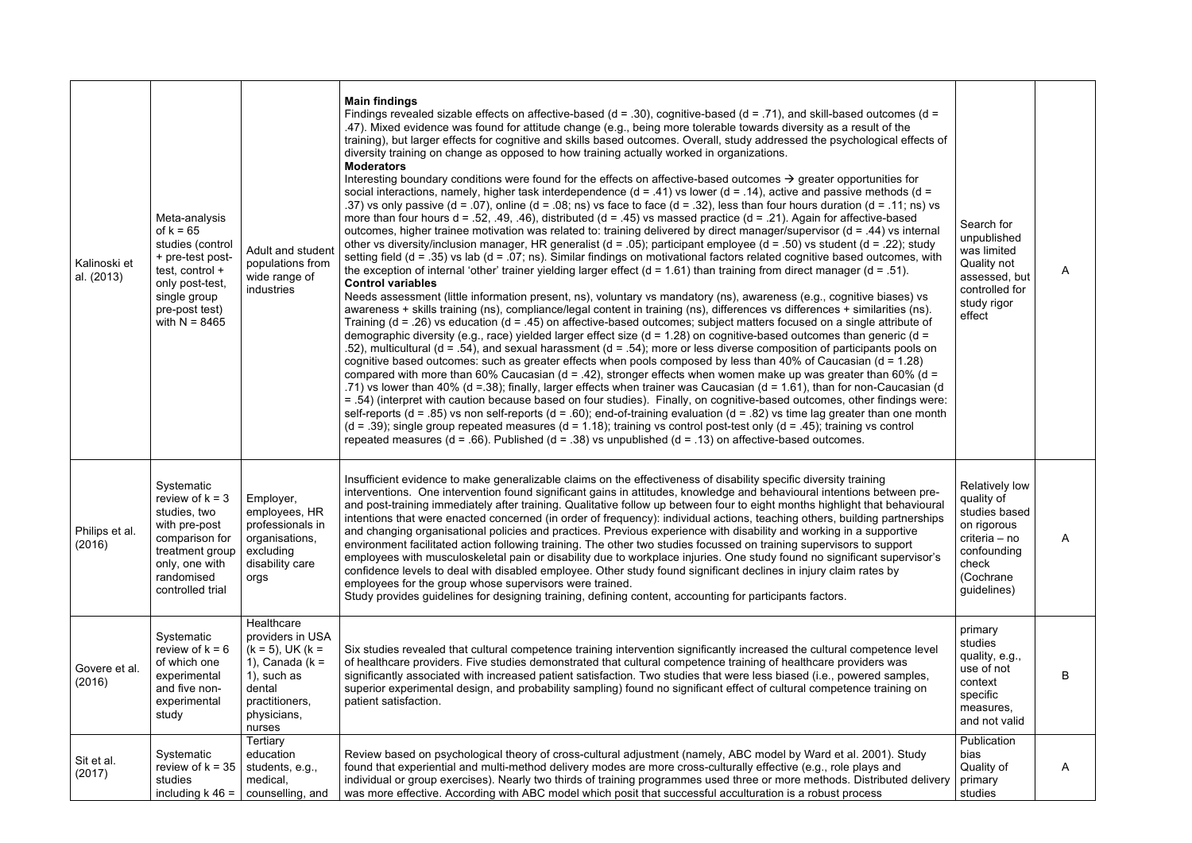| | | | | | |
|---|---|---|---|---|---|
| Kalinoski et al. (2013) | Meta-analysis of k = 65 studies (control + pre-test post-test, control + only post-test, single group pre-post test) with N = 8465 | Adult and student populations from wide range of industries | **Main findings**<br>Findings revealed sizable effects on affective-based (d = .30), cognitive-based (d = .71), and skill-based outcomes (d = .47). Mixed evidence was found for attitude change (e.g., being more tolerable towards diversity as a result of the training), but larger effects for cognitive and skills based outcomes. Overall, study addressed the psychological effects of diversity training on change as opposed to how training actually worked in organizations.<br>**Moderators**<br>Interesting boundary conditions were found for the effects on affective-based outcomes → greater opportunities for social interactions, namely, higher task interdependence (d = .41) vs lower (d = .14), active and passive methods (d = .37) vs only passive (d = .07), online (d = .08; ns) vs face to face (d = .32), less than four hours duration (d = .11; ns) vs more than four hours d = .52, .49, .46), distributed (d = .45) vs massed practice (d = .21). Again for affective-based outcomes, higher trainee motivation was related to: training delivered by direct manager/supervisor (d = .44) vs internal other vs diversity/inclusion manager, HR generalist (d = .05); participant employee (d = .50) vs student (d = .22); study setting field (d = .35) vs lab (d = .07; ns). Similar findings on motivational factors related cognitive based outcomes, with the exception of internal 'other' trainer yielding larger effect (d = 1.61) than training from direct manager (d = .51).<br>**Control variables**<br>Needs assessment (little information present, ns), voluntary vs mandatory (ns), awareness (e.g., cognitive biases) vs awareness + skills training (ns), compliance/legal content in training (ns), differences vs differences + similarities (ns). Training (d = .26) vs education (d = .45) on affective-based outcomes; subject matters focused on a single attribute of demographic diversity (e.g., race) yielded larger effect size (d = 1.28) on cognitive-based outcomes than generic (d = .52), multicultural (d = .54), and sexual harassment (d = .54); more or less diverse composition of participants pools on cognitive based outcomes: such as greater effects when pools composed by less than 40% of Caucasian (d = 1.28) compared with more than 60% Caucasian (d = .42), stronger effects when women make up was greater than 60% (d = .71) vs lower than 40% (d =.38); finally, larger effects when trainer was Caucasian (d = 1.61), than for non-Caucasian (d = .54) (interpret with caution because based on four studies). Finally, on cognitive-based outcomes, other findings were: self-reports (d = .85) vs non self-reports (d = .60); end-of-training evaluation (d = .82) vs time lag greater than one month (d = .39); single group repeated measures (d = 1.18); training vs control post-test only (d = .45); training vs control repeated measures (d = .66). Published (d = .38) vs unpublished (d = .13) on affective-based outcomes. | Search for unpublished was limited<br>Quality not assessed, but controlled for study rigor effect | A |
| Philips et al. (2016) | Systematic review of k = 3 studies, two with pre-post comparison for treatment group only, one with randomised controlled trial | Employer, employees, HR professionals in organisations, excluding disability care orgs | Insufficient evidence to make generalizable claims on the effectiveness of disability specific diversity training interventions. One intervention found significant gains in attitudes, knowledge and behavioural intentions between pre- and post-training immediately after training. Qualitative follow up between four to eight months highlight that behavioural intentions that were enacted concerned (in order of frequency): individual actions, teaching others, building partnerships and changing organisational policies and practices. Previous experience with disability and working in a supportive environment facilitated action following training. The other two studies focussed on training supervisors to support employees with musculoskeletal pain or disability due to workplace injuries. One study found no significant supervisor's confidence levels to deal with disabled employee. Other study found significant declines in injury claim rates by employees for the group whose supervisors were trained.<br>Study provides guidelines for designing training, defining content, accounting for participants factors. | Relatively low quality of studies based on rigorous criteria – no confounding check (Cochrane guidelines) | A |
| Govere et al. (2016) | Systematic review of k = 6 of which one experimental and five non-experimental study | Healthcare providers in USA (k = 5), UK (k = 1), Canada (k = 1), such as dental practitioners, physicians, nurses | Six studies revealed that cultural competence training intervention significantly increased the cultural competence level of healthcare providers. Five studies demonstrated that cultural competence training of healthcare providers was significantly associated with increased patient satisfaction. Two studies that were less biased (i.e., powered samples, superior experimental design, and probability sampling) found no significant effect of cultural competence training on patient satisfaction. | primary studies quality, e.g., use of not context specific measures, and not valid | B |
| Sit et al. (2017) | Systematic review of k = 35 studies including k 46 = | Tertiary education students, e.g., medical, counselling, and | Review based on psychological theory of cross-cultural adjustment (namely, ABC model by Ward et al. 2001). Study found that experiential and multi-method delivery modes are more cross-culturally effective (e.g., role plays and individual or group exercises). Nearly two thirds of training programmes used three or more methods. Distributed delivery was more effective. According with ABC model which posit that successful acculturation is a robust process | Publication bias<br>Quality of primary studies | A |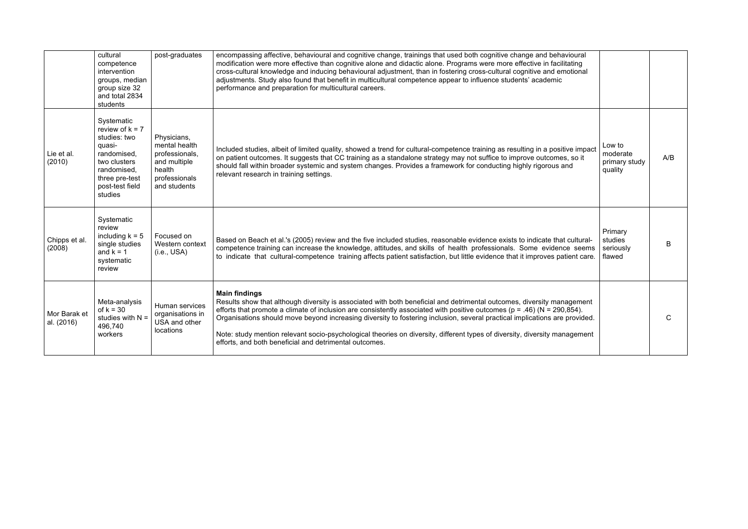| | | | | | |
|---|---|---|---|---|---|
| | cultural competence intervention groups, median group size 32 and total 2834 students | post-graduates | encompassing affective, behavioural and cognitive change, trainings that used both cognitive change and behavioural modification were more effective than cognitive alone and didactic alone. Programs were more effective in facilitating cross-cultural knowledge and inducing behavioural adjustment, than in fostering cross-cultural cognitive and emotional adjustments. Study also found that benefit in multicultural competence appear to influence students' academic performance and preparation for multicultural careers. | | |
| Lie et al. (2010) | Systematic review of k = 7 studies: two quasi-randomised, two clusters randomised, three pre-test post-test field studies | Physicians, mental health professionals, and multiple health professionals and students | Included studies, albeit of limited quality, showed a trend for cultural-competence training as resulting in a positive impact on patient outcomes. It suggests that CC training as a standalone strategy may not suffice to improve outcomes, so it should fall within broader systemic and system changes. Provides a framework for conducting highly rigorous and relevant research in training settings. | Low to moderate primary study quality | A/B |
| Chipps et al. (2008) | Systematic review including k = 5 single studies and k = 1 systematic review | Focused on Western context (i.e., USA) | Based on Beach et al.'s (2005) review and the five included studies, reasonable evidence exists to indicate that cultural-competence training can increase the knowledge, attitudes, and skills of health professionals. Some evidence seems to indicate that cultural-competence training affects patient satisfaction, but little evidence that it improves patient care. | Primary studies seriously flawed | B |
| Mor Barak et al. (2016) | Meta-analysis of k = 30 studies with N = 496,740 workers | Human services organisations in USA and other locations | **Main findings**<br>Results show that although diversity is associated with both beneficial and detrimental outcomes, diversity management efforts that promote a climate of inclusion are consistently associated with positive outcomes ($p = .46$) ($N = 290,854$). Organisations should move beyond increasing diversity to fostering inclusion, several practical implications are provided.<br><br>Note: study mention relevant socio-psychological theories on diversity, different types of diversity, diversity management efforts, and both beneficial and detrimental outcomes. | | C |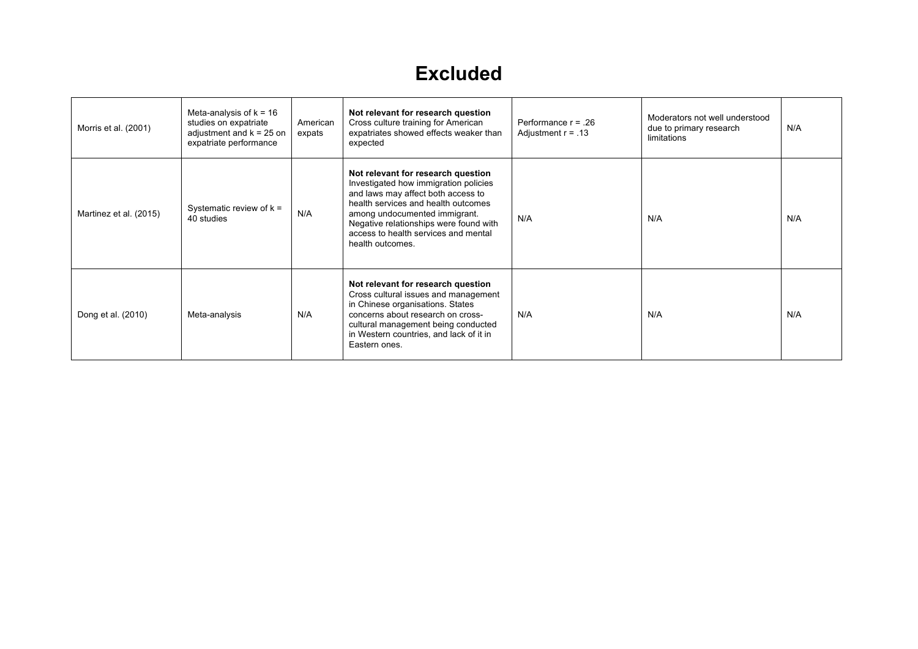# Excluded

| | | | | | | |
|---|---|---|---|---|---|---|
| Morris et al. (2001) | Meta-analysis of k = 16 studies on expatriate adjustment and k = 25 on expatriate performance | American expats | **Not relevant for research question** Cross culture training for American expatriates showed effects weaker than expected | Performance r = .26 Adjustment r = .13 | Moderators not well understood due to primary research limitations | N/A |
| Martinez et al. (2015) | Systematic review of k = 40 studies | N/A | **Not relevant for research question** Investigated how immigration policies and laws may affect both access to health services and health outcomes among undocumented immigrant. Negative relationships were found with access to health services and mental health outcomes. | N/A | N/A | N/A |
| Dong et al. (2010) | Meta-analysis | N/A | **Not relevant for research question** Cross cultural issues and management in Chinese organisations. States concerns about research on cross-cultural management being conducted in Western countries, and lack of it in Eastern ones. | N/A | N/A | N/A |